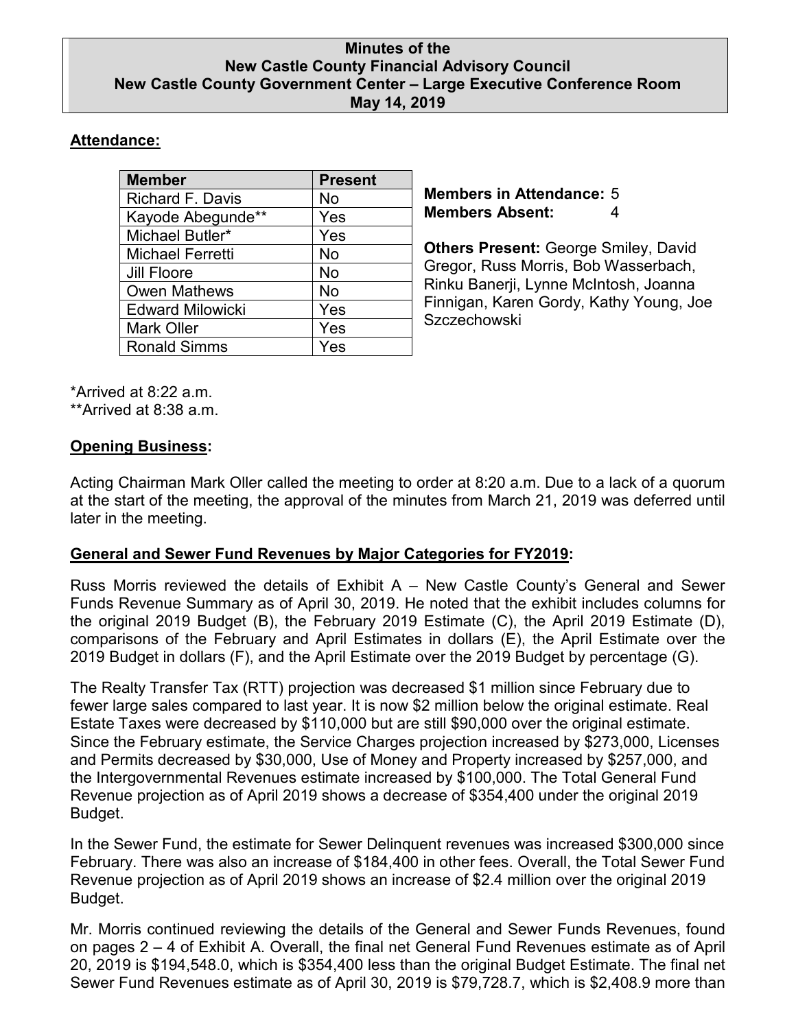**Minutes of the**
**New Castle County Financial Advisory Council**
**New Castle County Government Center – Large Executive Conference Room**
**May 14, 2019**

## Attendance:

| Member | Present |
|---|---|
| Richard F. Davis | No |
| Kayode Abegunde** | Yes |
| Michael Butler* | Yes |
| Michael Ferretti | No |
| Jill Floore | No |
| Owen Mathews | No |
| Edward Milowicki | Yes |
| Mark Oller | Yes |
| Ronald Simms | Yes |

**Members in Attendance:** 5
**Members Absent:** 4

**Others Present:** George Smiley, David Gregor, Russ Morris, Bob Wasserbach, Rinku Banerji, Lynne McIntosh, Joanna Finnigan, Karen Gordy, Kathy Young, Joe Szczechowski

*Arrived at 8:22 a.m.
**Arrived at 8:38 a.m.

## Opening Business:

Acting Chairman Mark Oller called the meeting to order at 8:20 a.m. Due to a lack of a quorum at the start of the meeting, the approval of the minutes from March 21, 2019 was deferred until later in the meeting.

## General and Sewer Fund Revenues by Major Categories for FY2019:

Russ Morris reviewed the details of Exhibit A – New Castle County's General and Sewer Funds Revenue Summary as of April 30, 2019. He noted that the exhibit includes columns for the original 2019 Budget (B), the February 2019 Estimate (C), the April 2019 Estimate (D), comparisons of the February and April Estimates in dollars (E), the April Estimate over the 2019 Budget in dollars (F), and the April Estimate over the 2019 Budget by percentage (G).

The Realty Transfer Tax (RTT) projection was decreased $1 million since February due to fewer large sales compared to last year. It is now $2 million below the original estimate. Real Estate Taxes were decreased by $110,000 but are still $90,000 over the original estimate. Since the February estimate, the Service Charges projection increased by $273,000, Licenses and Permits decreased by $30,000, Use of Money and Property increased by $257,000, and the Intergovernmental Revenues estimate increased by $100,000. The Total General Fund Revenue projection as of April 2019 shows a decrease of $354,400 under the original 2019 Budget.

In the Sewer Fund, the estimate for Sewer Delinquent revenues was increased $300,000 since February. There was also an increase of $184,400 in other fees. Overall, the Total Sewer Fund Revenue projection as of April 2019 shows an increase of $2.4 million over the original 2019 Budget.

Mr. Morris continued reviewing the details of the General and Sewer Funds Revenues, found on pages 2 – 4 of Exhibit A. Overall, the final net General Fund Revenues estimate as of April 20, 2019 is $194,548.0, which is $354,400 less than the original Budget Estimate. The final net Sewer Fund Revenues estimate as of April 30, 2019 is $79,728.7, which is $2,408.9 more than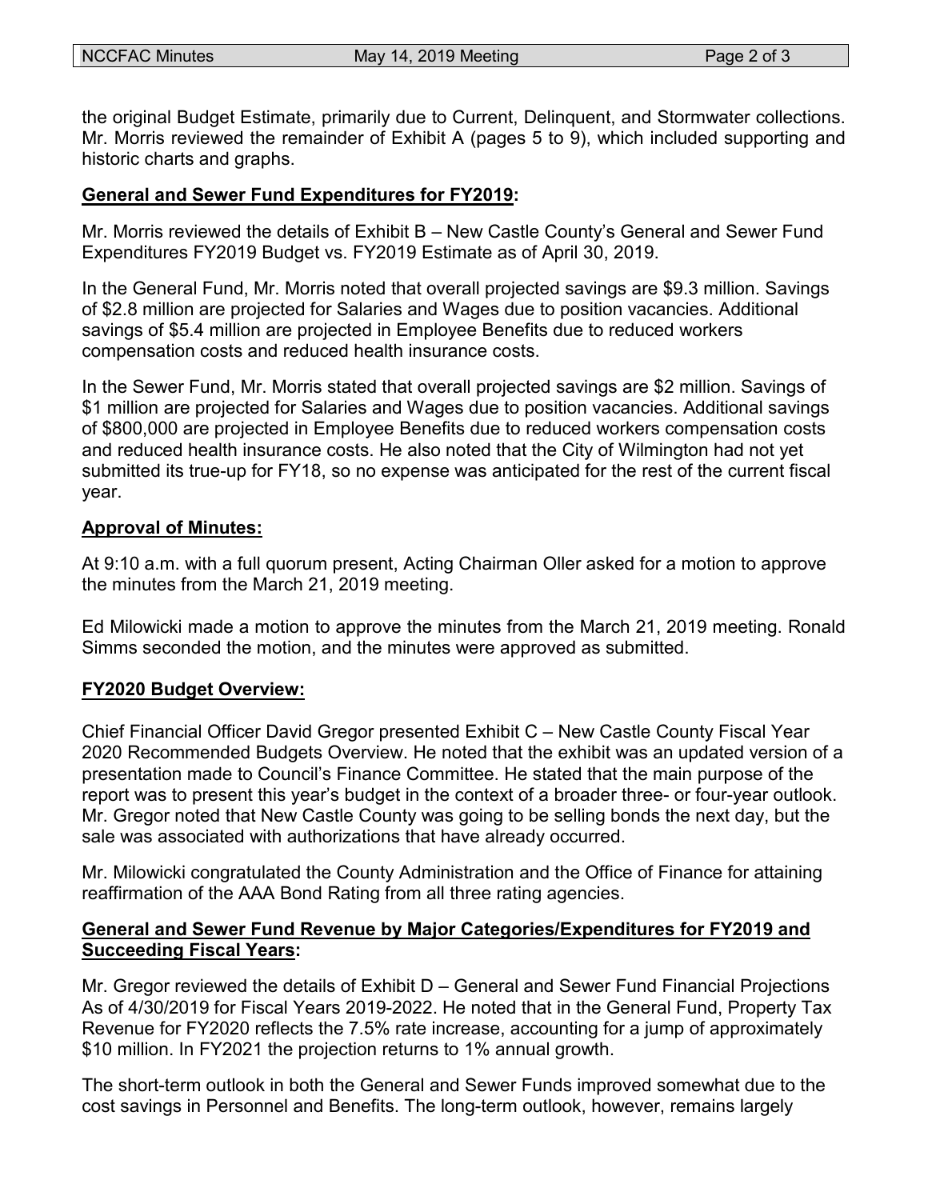the original Budget Estimate, primarily due to Current, Delinquent, and Stormwater collections. Mr. Morris reviewed the remainder of Exhibit A (pages 5 to 9), which included supporting and historic charts and graphs.

**General and Sewer Fund Expenditures for FY2019:**

Mr. Morris reviewed the details of Exhibit B – New Castle County's General and Sewer Fund Expenditures FY2019 Budget vs. FY2019 Estimate as of April 30, 2019.

In the General Fund, Mr. Morris noted that overall projected savings are \$9.3 million. Savings of \$2.8 million are projected for Salaries and Wages due to position vacancies. Additional savings of \$5.4 million are projected in Employee Benefits due to reduced workers compensation costs and reduced health insurance costs.

In the Sewer Fund, Mr. Morris stated that overall projected savings are \$2 million. Savings of \$1 million are projected for Salaries and Wages due to position vacancies. Additional savings of \$800,000 are projected in Employee Benefits due to reduced workers compensation costs and reduced health insurance costs. He also noted that the City of Wilmington had not yet submitted its true-up for FY18, so no expense was anticipated for the rest of the current fiscal year.

**Approval of Minutes:**

At 9:10 a.m. with a full quorum present, Acting Chairman Oller asked for a motion to approve the minutes from the March 21, 2019 meeting.

Ed Milowicki made a motion to approve the minutes from the March 21, 2019 meeting. Ronald Simms seconded the motion, and the minutes were approved as submitted.

**FY2020 Budget Overview:**

Chief Financial Officer David Gregor presented Exhibit C – New Castle County Fiscal Year 2020 Recommended Budgets Overview. He noted that the exhibit was an updated version of a presentation made to Council's Finance Committee. He stated that the main purpose of the report was to present this year's budget in the context of a broader three- or four-year outlook. Mr. Gregor noted that New Castle County was going to be selling bonds the next day, but the sale was associated with authorizations that have already occurred.

Mr. Milowicki congratulated the County Administration and the Office of Finance for attaining reaffirmation of the AAA Bond Rating from all three rating agencies.

**General and Sewer Fund Revenue by Major Categories/Expenditures for FY2019 and Succeeding Fiscal Years:**

Mr. Gregor reviewed the details of Exhibit D – General and Sewer Fund Financial Projections As of 4/30/2019 for Fiscal Years 2019-2022. He noted that in the General Fund, Property Tax Revenue for FY2020 reflects the 7.5% rate increase, accounting for a jump of approximately \$10 million. In FY2021 the projection returns to 1% annual growth.

The short-term outlook in both the General and Sewer Funds improved somewhat due to the cost savings in Personnel and Benefits. The long-term outlook, however, remains largely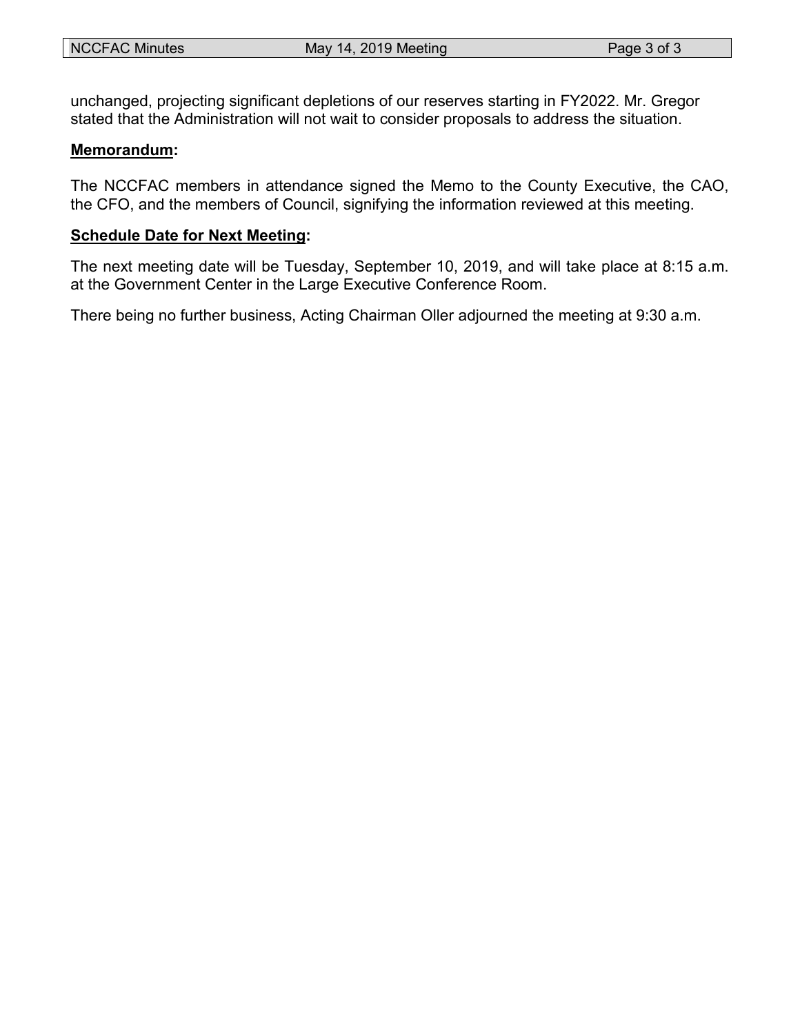unchanged, projecting significant depletions of our reserves starting in FY2022. Mr. Gregor stated that the Administration will not wait to consider proposals to address the situation.

**Memorandum:**

The NCCFAC members in attendance signed the Memo to the County Executive, the CAO, the CFO, and the members of Council, signifying the information reviewed at this meeting.

**Schedule Date for Next Meeting:**

The next meeting date will be Tuesday, September 10, 2019, and will take place at 8:15 a.m. at the Government Center in the Large Executive Conference Room.

There being no further business, Acting Chairman Oller adjourned the meeting at 9:30 a.m.